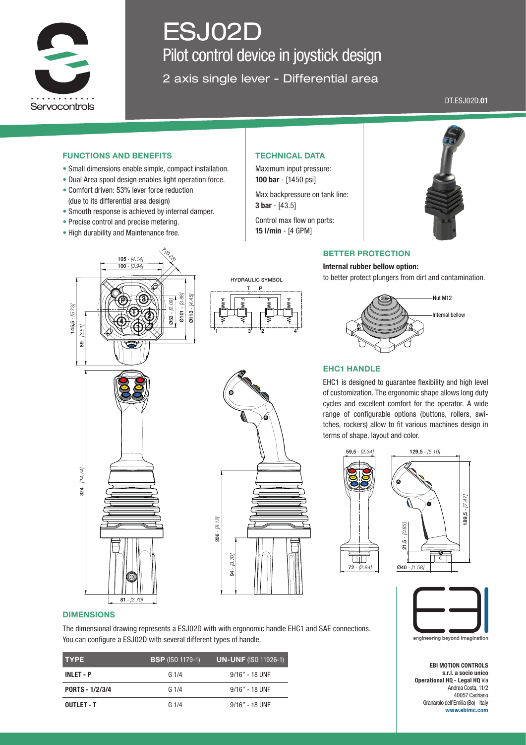# ESJ02D

## Pilot control device in joystick design

2 axis single lever - Differential area

DT.ESJ02D.01

### FUNCTIONS AND BENEFITS

- Small dimensions enable simple, compact installation.
- Dual Area spool design enables light operation force.
- Comfort driven: 53% lever force reduction (due to its differential area design)
- Smooth response is achieved by internal damper.
- Precise control and precise metering.
- High durability and Maintenance free.

### TECHNICAL DATA

Maximum input pressure:
**100 bar** - [1450 psi]

Max backpressure on tank line:
**3 bar** - [43.5]

Control max flow on ports:
**15 l/min** - [4 GPM]

### BETTER PROTECTION

**Internal rubber bellow option:**
to better protect plungers from dirt and contamination.

Nut M12

Internal bellow

### EHC1 HANDLE

EHC1 is designed to guarantee flexibility and high level of customization. The ergonomic shape allows long duty cycles and excellent comfort for the operator. A wide range of configurable options (buttons, rollers, switches, rockers) allow to fit various machines design in terms of shape, layout and color.

59,5 - [2.34] 129,5 - [5.10] 189,5 - [7.47] 21,5 - [0.85] 72 - [2.84] Ø40 - [1.58]

HYDRAULIC SYMBOL

105 - [4.14] 100 - [3.94] 7 - [0.28] 145,5 - [5.73] 89 - [3.51] Ø53 - [2.09] Ø101 - [3.98] Ø113 - [4.45] 374 - [14.74] 206 - [8.12] 94 - [3.70] 81 - [3.70]

### DIMENSIONS

The dimensional drawing represents a ESJ02D with with ergonomic handle EHC1 and SAE connections.
You can configure a ESJ02D with several different types of handle.

| TYPE | BSP (ISO 1179-1) | UN-UNF (ISO 11926-1) |
|---|---|---|
| INLET - P | G 1/4 | 9/16" - 18 UNF |
| PORTS - 1/2/3/4 | G 1/4 | 9/16" - 18 UNF |
| OUTLET - T | G 1/4 | 9/16" - 18 UNF |

engineering beyond imagination

**EBI MOTION CONTROLS**
**s.r.l. a socio unico**
**Operational HQ - Legal HQ** Via Andrea Costa, 11/2
40057 Cadriano
Granarolo dell'Emilia (Bo) - Italy
**www.ebimc.com**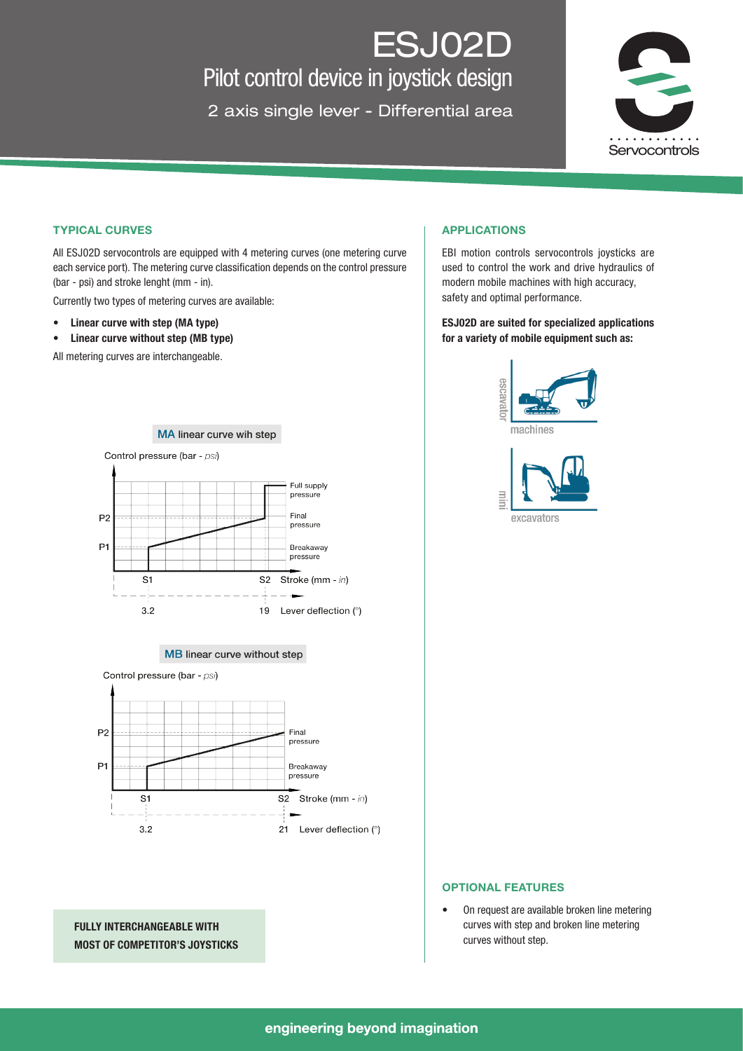# ESJ02D

## Pilot control device in joystick design

2 axis single lever - Differential area

### TYPICAL CURVES

All ESJ02D servocontrols are equipped with 4 metering curves (one metering curve each service port). The metering curve classification depends on the control pressure (bar - psi) and stroke lenght (mm - in).

Currently two types of metering curves are available:

- **Linear curve with step (MA type)**
- **Linear curve without step (MB type)**

All metering curves are interchangeable.

MA linear curve wih step

Control pressure (bar - *psi*)

Full supply pressure

P2

Final pressure

P1

Breakaway pressure

S1

S2

Stroke (mm - *in*)

3.2

19

Lever deflection (°)

MB linear curve without step

Control pressure (bar - *psi*)

P2

Final pressure

P1

Breakaway pressure

S1

S2

Stroke (mm - *in*)

3.2

21

Lever deflection (°)

**FULLY INTERCHANGEABLE WITH MOST OF COMPETITOR'S JOYSTICKS**

### APPLICATIONS

EBI motion controls servocontrols joysticks are used to control the work and drive hydraulics of modern mobile machines with high accuracy, safety and optimal performance.

**ESJ02D are suited for specialized applications for a variety of mobile equipment such as:**

escavator machines

mini excavators

### OPTIONAL FEATURES

- On request are available broken line metering curves with step and broken line metering curves without step.